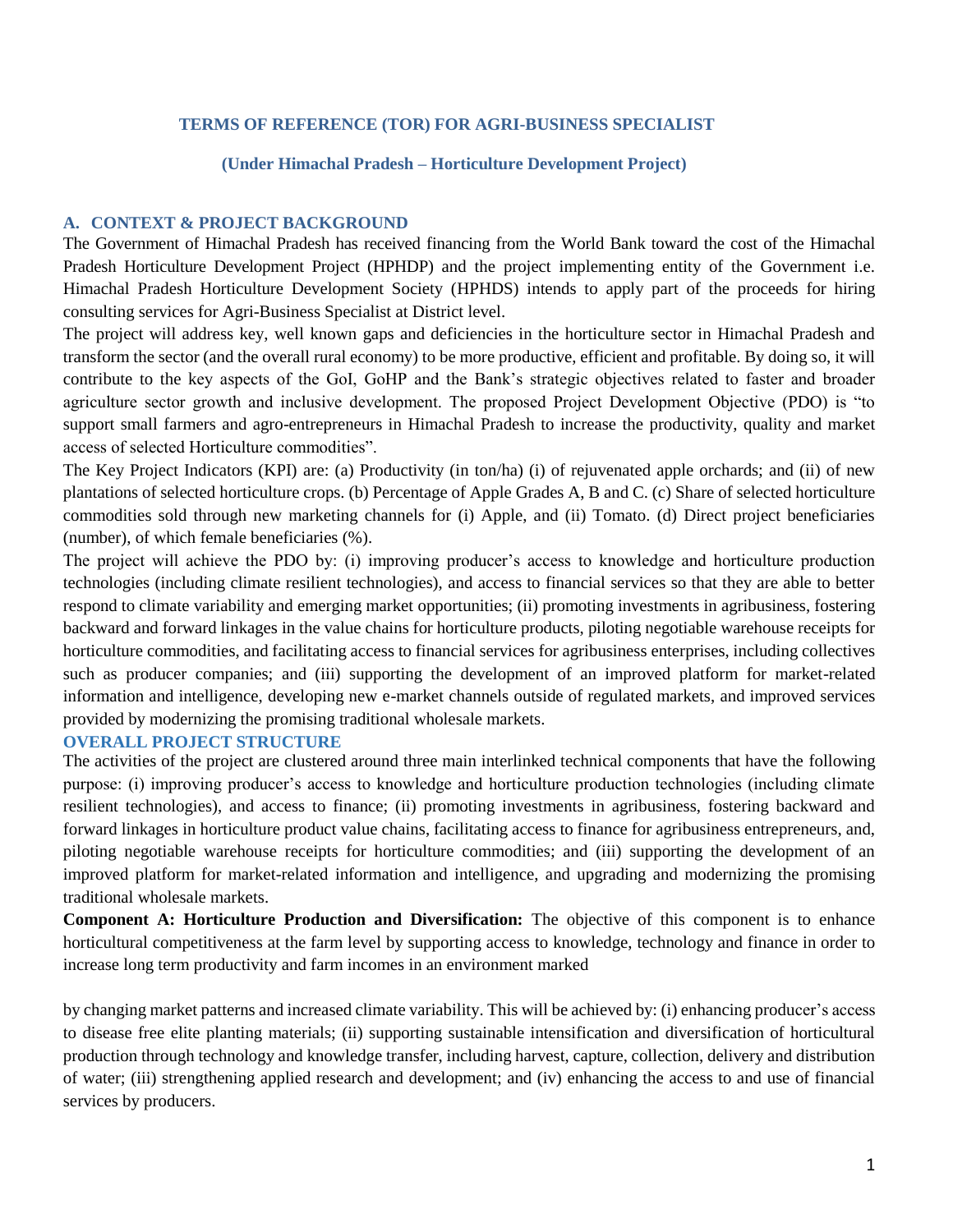# TERMS OF REFERENCE (TOR) FOR AGRI-BUSINESS SPECIALIST

## (Under Himachal Pradesh – Horticulture Development Project)

## A. CONTEXT & PROJECT BACKGROUND

The Government of Himachal Pradesh has received financing from the World Bank toward the cost of the Himachal Pradesh Horticulture Development Project (HPHDP) and the project implementing entity of the Government i.e. Himachal Pradesh Horticulture Development Society (HPHDS) intends to apply part of the proceeds for hiring consulting services for Agri-Business Specialist at District level.

The project will address key, well known gaps and deficiencies in the horticulture sector in Himachal Pradesh and transform the sector (and the overall rural economy) to be more productive, efficient and profitable. By doing so, it will contribute to the key aspects of the GoI, GoHP and the Bank's strategic objectives related to faster and broader agriculture sector growth and inclusive development. The proposed Project Development Objective (PDO) is "to support small farmers and agro-entrepreneurs in Himachal Pradesh to increase the productivity, quality and market access of selected Horticulture commodities".

The Key Project Indicators (KPI) are: (a) Productivity (in ton/ha) (i) of rejuvenated apple orchards; and (ii) of new plantations of selected horticulture crops. (b) Percentage of Apple Grades A, B and C. (c) Share of selected horticulture commodities sold through new marketing channels for (i) Apple, and (ii) Tomato. (d) Direct project beneficiaries (number), of which female beneficiaries (%).

The project will achieve the PDO by: (i) improving producer's access to knowledge and horticulture production technologies (including climate resilient technologies), and access to financial services so that they are able to better respond to climate variability and emerging market opportunities; (ii) promoting investments in agribusiness, fostering backward and forward linkages in the value chains for horticulture products, piloting negotiable warehouse receipts for horticulture commodities, and facilitating access to financial services for agribusiness enterprises, including collectives such as producer companies; and (iii) supporting the development of an improved platform for market-related information and intelligence, developing new e-market channels outside of regulated markets, and improved services provided by modernizing the promising traditional wholesale markets.

### OVERALL PROJECT STRUCTURE

The activities of the project are clustered around three main interlinked technical components that have the following purpose: (i) improving producer's access to knowledge and horticulture production technologies (including climate resilient technologies), and access to finance; (ii) promoting investments in agribusiness, fostering backward and forward linkages in horticulture product value chains, facilitating access to finance for agribusiness entrepreneurs, and, piloting negotiable warehouse receipts for horticulture commodities; and (iii) supporting the development of an improved platform for market-related information and intelligence, and upgrading and modernizing the promising traditional wholesale markets.

**Component A: Horticulture Production and Diversification:** The objective of this component is to enhance horticultural competitiveness at the farm level by supporting access to knowledge, technology and finance in order to increase long term productivity and farm incomes in an environment marked by changing market patterns and increased climate variability. This will be achieved by: (i) enhancing producer's access to disease free elite planting materials; (ii) supporting sustainable intensification and diversification of horticultural production through technology and knowledge transfer, including harvest, capture, collection, delivery and distribution of water; (iii) strengthening applied research and development; and (iv) enhancing the access to and use of financial services by producers.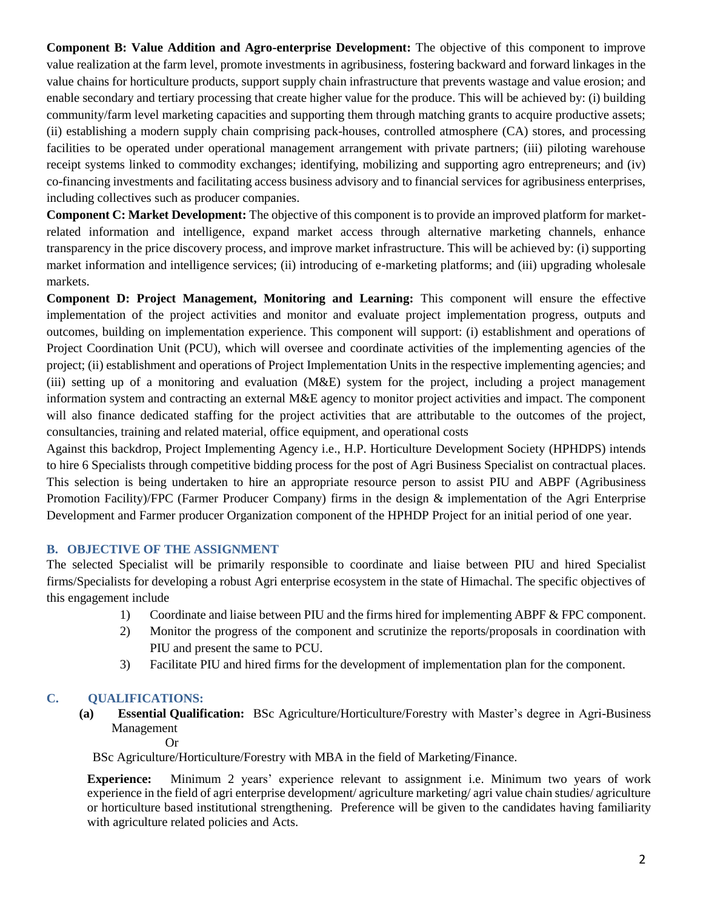**Component B: Value Addition and Agro-enterprise Development:** The objective of this component to improve value realization at the farm level, promote investments in agribusiness, fostering backward and forward linkages in the value chains for horticulture products, support supply chain infrastructure that prevents wastage and value erosion; and enable secondary and tertiary processing that create higher value for the produce. This will be achieved by: (i) building community/farm level marketing capacities and supporting them through matching grants to acquire productive assets; (ii) establishing a modern supply chain comprising pack-houses, controlled atmosphere (CA) stores, and processing facilities to be operated under operational management arrangement with private partners; (iii) piloting warehouse receipt systems linked to commodity exchanges; identifying, mobilizing and supporting agro entrepreneurs; and (iv) co-financing investments and facilitating access business advisory and to financial services for agribusiness enterprises, including collectives such as producer companies.

**Component C: Market Development:** The objective of this component is to provide an improved platform for market-related information and intelligence, expand market access through alternative marketing channels, enhance transparency in the price discovery process, and improve market infrastructure. This will be achieved by: (i) supporting market information and intelligence services; (ii) introducing of e-marketing platforms; and (iii) upgrading wholesale markets.

**Component D: Project Management, Monitoring and Learning:** This component will ensure the effective implementation of the project activities and monitor and evaluate project implementation progress, outputs and outcomes, building on implementation experience. This component will support: (i) establishment and operations of Project Coordination Unit (PCU), which will oversee and coordinate activities of the implementing agencies of the project; (ii) establishment and operations of Project Implementation Units in the respective implementing agencies; and (iii) setting up of a monitoring and evaluation (M&E) system for the project, including a project management information system and contracting an external M&E agency to monitor project activities and impact. The component will also finance dedicated staffing for the project activities that are attributable to the outcomes of the project, consultancies, training and related material, office equipment, and operational costs

Against this backdrop, Project Implementing Agency i.e., H.P. Horticulture Development Society (HPHDPS) intends to hire 6 Specialists through competitive bidding process for the post of Agri Business Specialist on contractual places. This selection is being undertaken to hire an appropriate resource person to assist PIU and ABPF (Agribusiness Promotion Facility)/FPC (Farmer Producer Company) firms in the design & implementation of the Agri Enterprise Development and Farmer producer Organization component of the HPHDP Project for an initial period of one year.

## B. OBJECTIVE OF THE ASSIGNMENT

The selected Specialist will be primarily responsible to coordinate and liaise between PIU and hired Specialist firms/Specialists for developing a robust Agri enterprise ecosystem in the state of Himachal. The specific objectives of this engagement include

1) Coordinate and liaise between PIU and the firms hired for implementing ABPF & FPC component.
2) Monitor the progress of the component and scrutinize the reports/proposals in coordination with PIU and present the same to PCU.
3) Facilitate PIU and hired firms for the development of implementation plan for the component.

## C. QUALIFICATIONS:

**(a) Essential Qualification:** BSc Agriculture/Horticulture/Forestry with Master's degree in Agri-Business Management

Or

BSc Agriculture/Horticulture/Forestry with MBA in the field of Marketing/Finance.

**Experience:** Minimum 2 years' experience relevant to assignment i.e. Minimum two years of work experience in the field of agri enterprise development/ agriculture marketing/ agri value chain studies/ agriculture or horticulture based institutional strengthening. Preference will be given to the candidates having familiarity with agriculture related policies and Acts.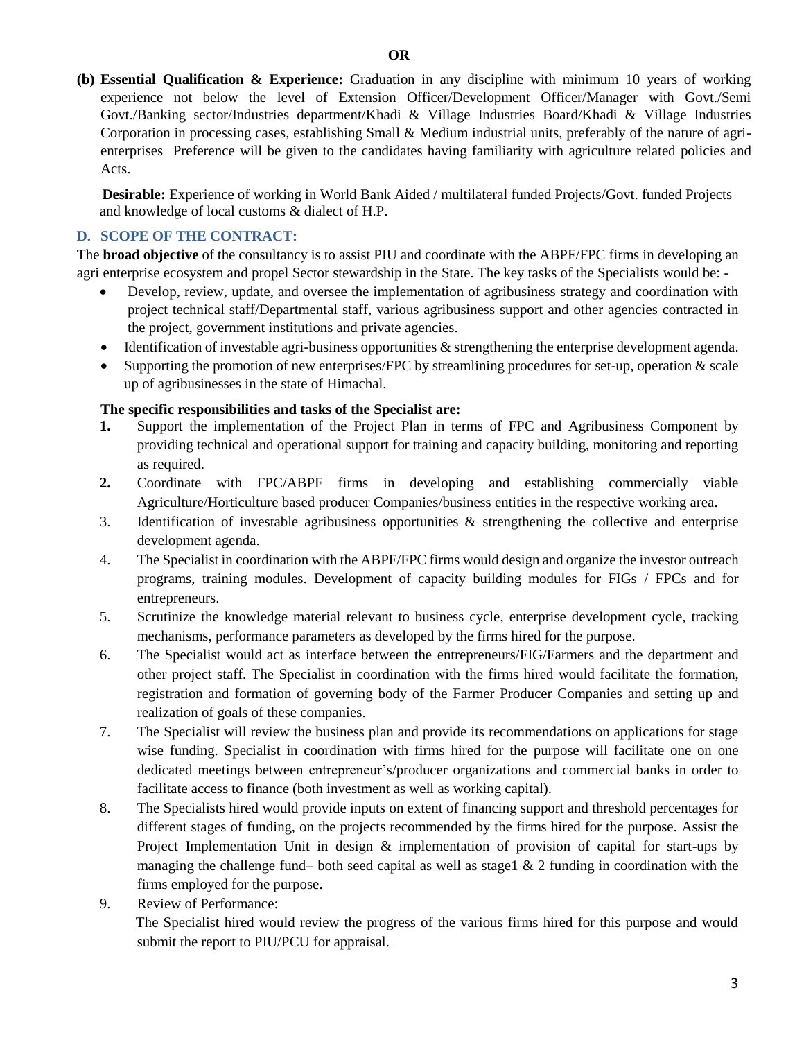**OR**

**(b) Essential Qualification & Experience:** Graduation in any discipline with minimum 10 years of working experience not below the level of Extension Officer/Development Officer/Manager with Govt./Semi Govt./Banking sector/Industries department/Khadi & Village Industries Board/Khadi & Village Industries Corporation in processing cases, establishing Small & Medium industrial units, preferably of the nature of agri-enterprises Preference will be given to the candidates having familiarity with agriculture related policies and Acts.

**Desirable:** Experience of working in World Bank Aided / multilateral funded Projects/Govt. funded Projects and knowledge of local customs & dialect of H.P.

### D. SCOPE OF THE CONTRACT:

The **broad objective** of the consultancy is to assist PIU and coordinate with the ABPF/FPC firms in developing an agri enterprise ecosystem and propel Sector stewardship in the State. The key tasks of the Specialists would be: -

- Develop, review, update, and oversee the implementation of agribusiness strategy and coordination with project technical staff/Departmental staff, various agribusiness support and other agencies contracted in the project, government institutions and private agencies.
- Identification of investable agri-business opportunities & strengthening the enterprise development agenda.
- Supporting the promotion of new enterprises/FPC by streamlining procedures for set-up, operation & scale up of agribusinesses in the state of Himachal.

**The specific responsibilities and tasks of the Specialist are:**

1. Support the implementation of the Project Plan in terms of FPC and Agribusiness Component by providing technical and operational support for training and capacity building, monitoring and reporting as required.
2. Coordinate with FPC/ABPF firms in developing and establishing commercially viable Agriculture/Horticulture based producer Companies/business entities in the respective working area.
3. Identification of investable agribusiness opportunities & strengthening the collective and enterprise development agenda.
4. The Specialist in coordination with the ABPF/FPC firms would design and organize the investor outreach programs, training modules. Development of capacity building modules for FIGs / FPCs and for entrepreneurs.
5. Scrutinize the knowledge material relevant to business cycle, enterprise development cycle, tracking mechanisms, performance parameters as developed by the firms hired for the purpose.
6. The Specialist would act as interface between the entrepreneurs/FIG/Farmers and the department and other project staff. The Specialist in coordination with the firms hired would facilitate the formation, registration and formation of governing body of the Farmer Producer Companies and setting up and realization of goals of these companies.
7. The Specialist will review the business plan and provide its recommendations on applications for stage wise funding. Specialist in coordination with firms hired for the purpose will facilitate one on one dedicated meetings between entrepreneur's/producer organizations and commercial banks in order to facilitate access to finance (both investment as well as working capital).
8. The Specialists hired would provide inputs on extent of financing support and threshold percentages for different stages of funding, on the projects recommended by the firms hired for the purpose. Assist the Project Implementation Unit in design & implementation of provision of capital for start-ups by managing the challenge fund– both seed capital as well as stage1 & 2 funding in coordination with the firms employed for the purpose.
9. Review of Performance:
   The Specialist hired would review the progress of the various firms hired for this purpose and would submit the report to PIU/PCU for appraisal.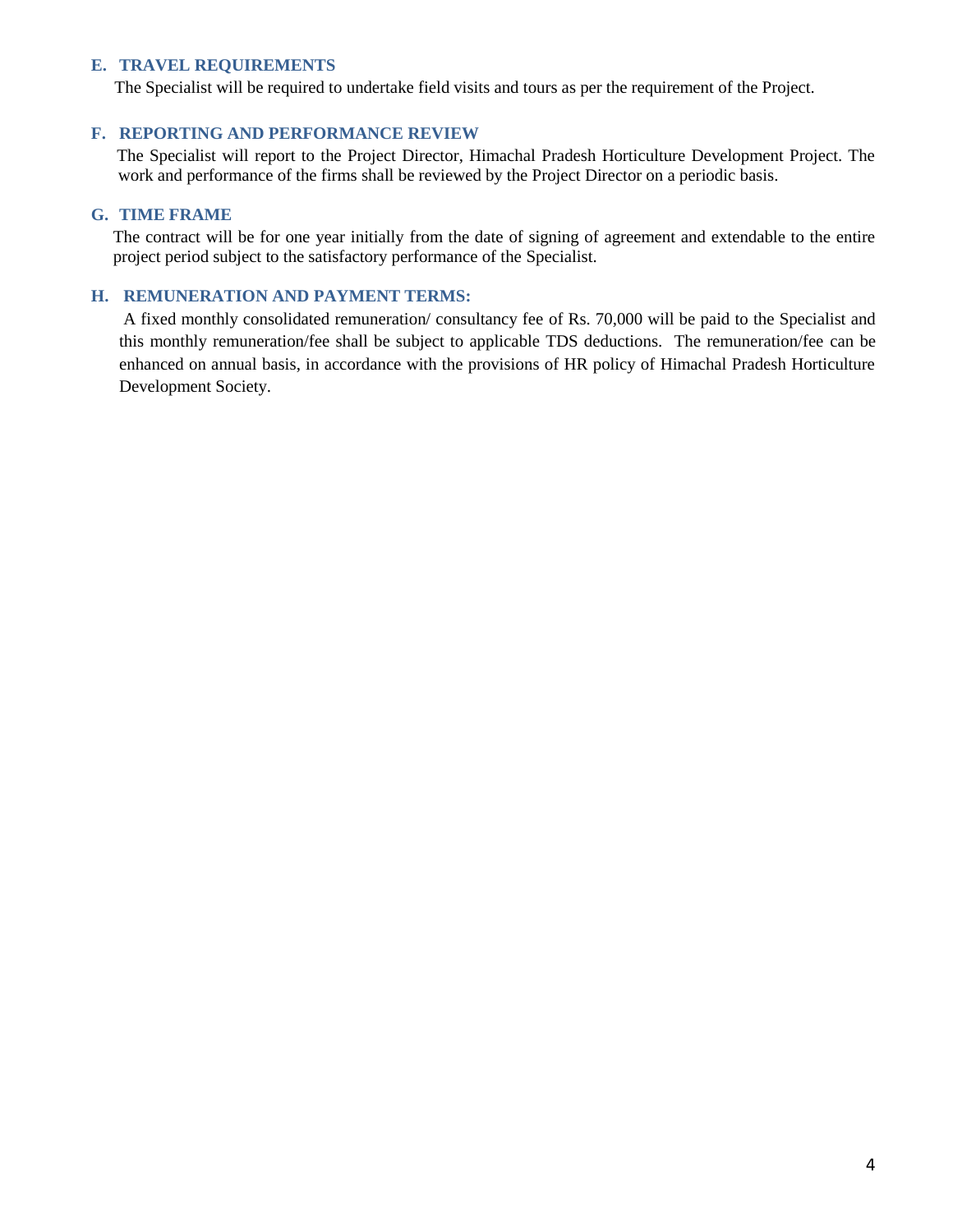## E. TRAVEL REQUIREMENTS

The Specialist will be required to undertake field visits and tours as per the requirement of the Project.

## F. REPORTING AND PERFORMANCE REVIEW

The Specialist will report to the Project Director, Himachal Pradesh Horticulture Development Project. The work and performance of the firms shall be reviewed by the Project Director on a periodic basis.

## G. TIME FRAME

The contract will be for one year initially from the date of signing of agreement and extendable to the entire project period subject to the satisfactory performance of the Specialist.

## H. REMUNERATION AND PAYMENT TERMS:

A fixed monthly consolidated remuneration/ consultancy fee of Rs. 70,000 will be paid to the Specialist and this monthly remuneration/fee shall be subject to applicable TDS deductions. The remuneration/fee can be enhanced on annual basis, in accordance with the provisions of HR policy of Himachal Pradesh Horticulture Development Society.